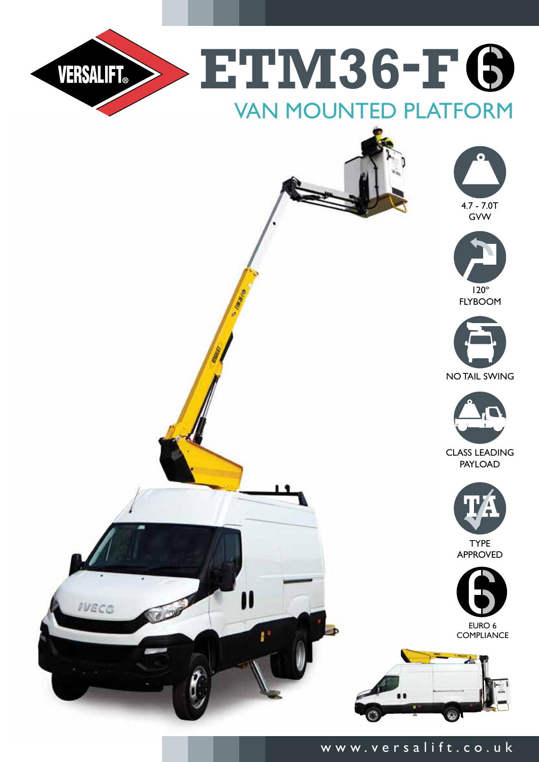# ETM36-F

## VAN MOUNTED PLATFORM

4.7 - 7.0T GVW

120° FLYBOOM

NO TAIL SWING

CLASS LEADING PAYLOAD

TYPE APPROVED

EURO 6 COMPLIANCE

www.versalift.co.uk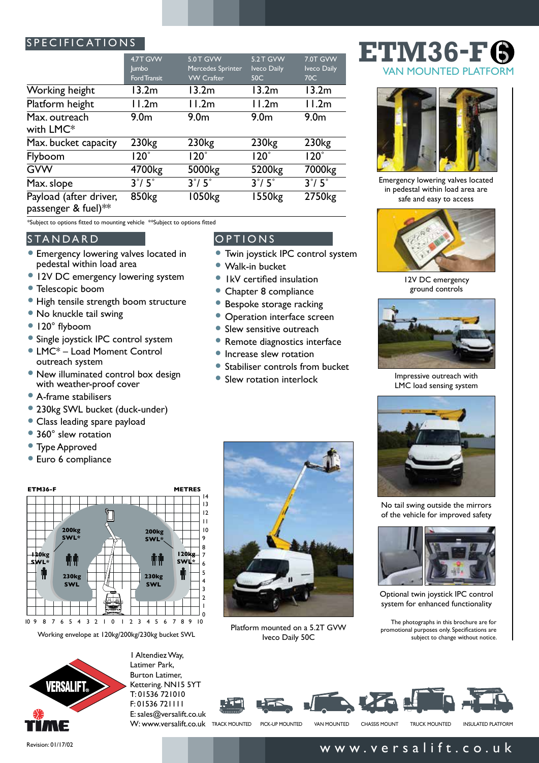# ETM36-F 6

## VAN MOUNTED PLATFORM

## SPECIFICATIONS

| | 4.7T GVW Jumbo Ford Transit | 5.0T GVW Mercedes Sprinter VW Crafter | 5.2T GVW Iveco Daily 50C | 7.0T GVW Iveco Daily 70C |
|---|---|---|---|---|
| Working height | 13.2m | 13.2m | 13.2m | 13.2m |
| Platform height | 11.2m | 11.2m | 11.2m | 11.2m |
| Max. outreach with LMC* | 9.0m | 9.0m | 9.0m | 9.0m |
| Max. bucket capacity | 230kg | 230kg | 230kg | 230kg |
| Flyboom | 120˚ | 120˚ | 120˚ | 120˚ |
| GVW | 4700kg | 5000kg | 5200kg | 7000kg |
| Max. slope | 3˚/ 5˚ | 3˚/ 5˚ | 3˚/ 5˚ | 3˚/ 5˚ |
| Payload (after driver, passenger & fuel)** | 850kg | 1050kg | 1550kg | 2750kg |

*Subject to options fitted to mounting vehicle **Subject to options fitted

## STANDARD

- Emergency lowering valves located in pedestal within load area
- 12V DC emergency lowering system
- Telescopic boom
- High tensile strength boom structure
- No knuckle tail swing
- 120˚ flyboom
- Single joystick IPC control system
- LMC* – Load Moment Control outreach system
- New illuminated control box design with weather-proof cover
- A-frame stabilisers
- 230kg SWL bucket (duck-under)
- Class leading spare payload
- 360˚ slew rotation
- Type Approved
- Euro 6 compliance

## OPTIONS

- Twin joystick IPC control system
- Walk-in bucket
- 1kV certified insulation
- Chapter 8 compliance
- Bespoke storage racking
- Operation interface screen
- Slew sensitive outreach
- Remote diagnostics interface
- Increase slew rotation
- Stabiliser controls from bucket
- Slew rotation interlock

ETM36-F
METRES
200kg SWL*
200kg SWL*
120kg SWL*
120kg SWL*
230kg SWL
230kg SWL
14 13 12 11 10 9 8 7 6 5 4 3 2 1 0
10 9 8 7 6 5 4 3 2 1 0 1 2 3 4 5 6 7 8 9 10

Working envelope at 120kg/200kg/230kg bucket SWL

Platform mounted on a 5.2T GVW Iveco Daily 50C

Emergency lowering valves located in pedestal within load area are safe and easy to access

12V DC emergency ground controls

Impressive outreach with LMC load sensing system

No tail swing outside the mirrors of the vehicle for improved safety

Optional twin joystick IPC control system for enhanced functionality

The photographs in this brochure are for promotional purposes only. Specifications are subject to change without notice.

VERSALIFT®
TIME

1 Altendiez Way,
Latimer Park,
Burton Latimer,
Kettering. NN15 5YT
T: 01536 721010
F: 01536 721111
E: sales@versalift.co.uk
W: www.versalift.co.uk

TRACK MOUNTED | PICK-UP MOUNTED | VAN MOUNTED | CHASSIS MOUNT | TRUCK MOUNTED | INSULATED PLATFORM

Revision: 01/17/02

www.versalift.co.uk